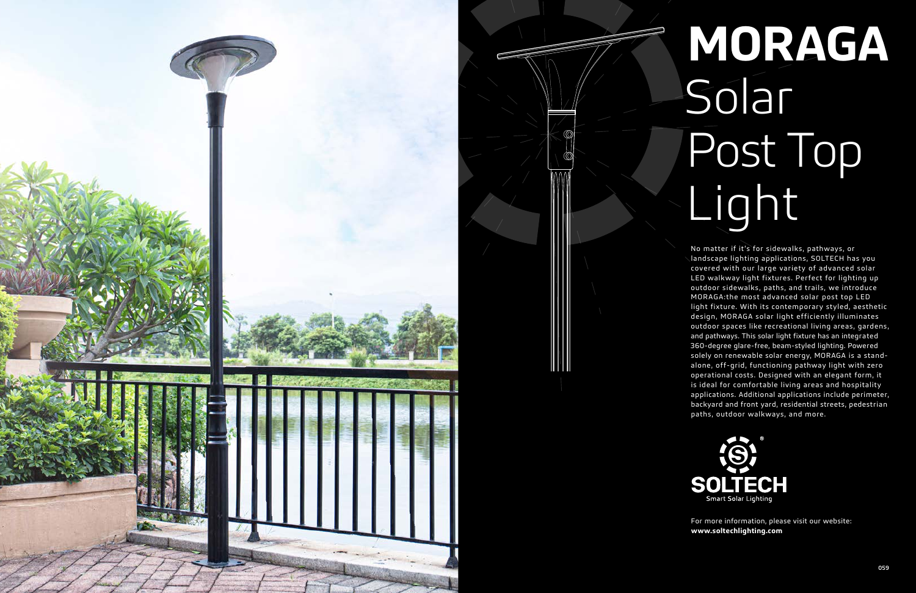# MORAGA Solar Post Top Light

No matter if it's for sidewalks, pathways, or landscape lighting applications, SOLTECH has you covered with our large variety of advanced solar LED walkway light fixtures. Perfect for lighting up outdoor sidewalks, paths, and trails, we introduce MORAGA:the most advanced solar post top LED light fixture. With its contemporary styled, aesthetic design, MORAGA solar light efficiently illuminates outdoor spaces like recreational living areas, gardens, and pathways. This solar light fixture has an integrated 360-degree glare-free, beam-styled lighting. Powered solely on renewable solar energy, MORAGA is a stand-alone, off-grid, functioning pathway light with zero operational costs. Designed with an elegant form, it is ideal for comfortable living areas and hospitality applications. Additional applications include perimeter, backyard and front yard, residential streets, pedestrian paths, outdoor walkways, and more.

SOLTECH®
Smart Solar Lighting

For more information, please visit our website:
**www.soltechlighting.com**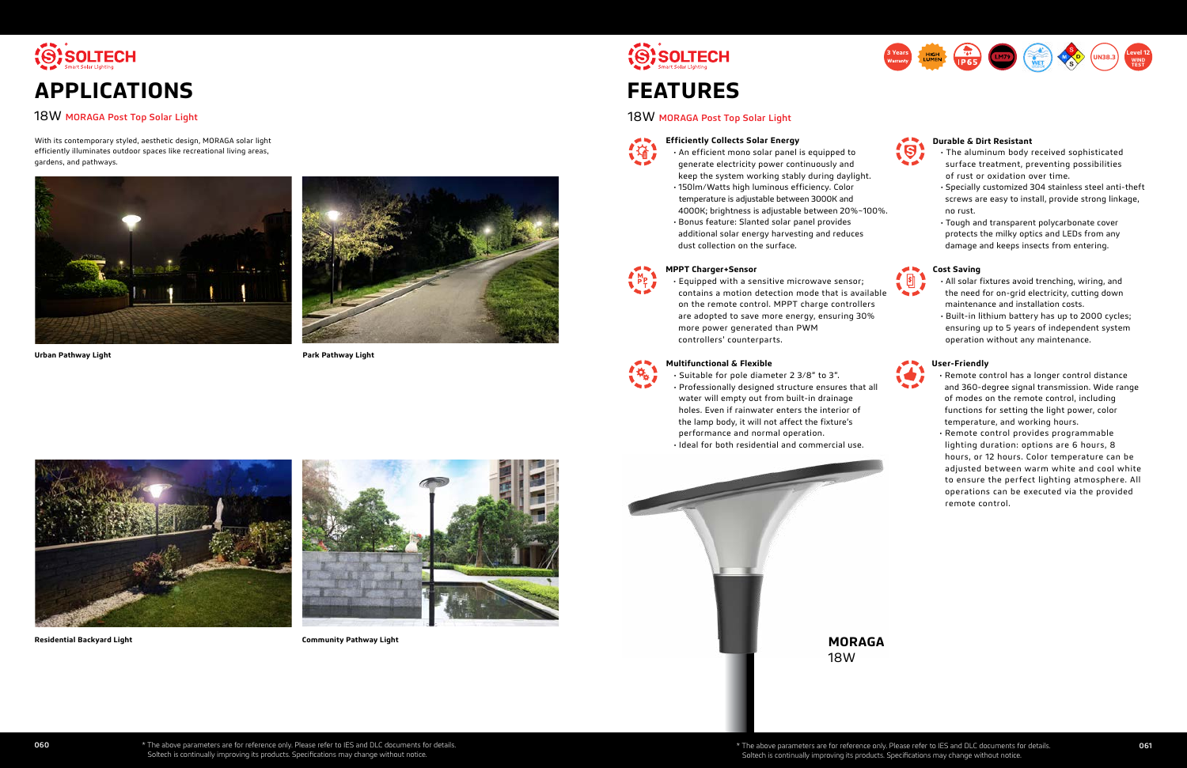# APPLICATIONS

## 18W MORAGA Post Top Solar Light

With its contemporary styled, aesthetic design, MORAGA solar light efficiently illuminates outdoor spaces like recreational living areas, gardens, and pathways.

**Urban Pathway Light**

**Park Pathway Light**

**Residential Backyard Light**

**Community Pathway Light**

* The above parameters are for reference only. Please refer to IES and DLC documents for details.
Soltech is continually improving its products. Specifications may change without notice.

# FEATURES

## 18W MORAGA Post Top Solar Light

3 Years Warranty | HIGH LUMEN | IP65 | LM79 | WET | UN38.3 | Level 12 WIND TEST

**Efficiently Collects Solar Energy**

- An efficient mono solar panel is equipped to generate electricity power continuously and keep the system working stably during daylight.
- 150lm/Watts high luminous efficiency. Color temperature is adjustable between 3000K and 4000K; brightness is adjustable between 20%-100%.
- Bonus feature: Slanted solar panel provides additional solar energy harvesting and reduces dust collection on the surface.

**MPPT Charger+Sensor**

- Equipped with a sensitive microwave sensor; contains a motion detection mode that is available on the remote control. MPPT charge controllers are adopted to save more energy, ensuring 30% more power generated than PWM controllers' counterparts.

**Multifunctional & Flexible**

- Suitable for pole diameter 2 3/8" to 3".
- Professionally designed structure ensures that all water will empty out from built-in drainage holes. Even if rainwater enters the interior of the lamp body, it will not affect the fixture's performance and normal operation.
- Ideal for both residential and commercial use.

**Durable & Dirt Resistant**

- The aluminum body received sophisticated surface treatment, preventing possibilities of rust or oxidation over time.
- Specially customized 304 stainless steel anti-theft screws are easy to install, provide strong linkage, no rust.
- Tough and transparent polycarbonate cover protects the milky optics and LEDs from any damage and keeps insects from entering.

**Cost Saving**

- All solar fixtures avoid trenching, wiring, and the need for on-grid electricity, cutting down maintenance and installation costs.
- Built-in lithium battery has up to 2000 cycles; ensuring up to 5 years of independent system operation without any maintenance.

**User-Friendly**

- Remote control has a longer control distance and 360-degree signal transmission. Wide range of modes on the remote control, including functions for setting the light power, color temperature, and working hours.
- Remote control provides programmable lighting duration: options are 6 hours, 8 hours, or 12 hours. Color temperature can be adjusted between warm white and cool white to ensure the perfect lighting atmosphere. All operations can be executed via the provided remote control.

**MORAGA**
18W

* The above parameters are for reference only. Please refer to IES and DLC documents for details.
Soltech is continually improving its products. Specifications may change without notice.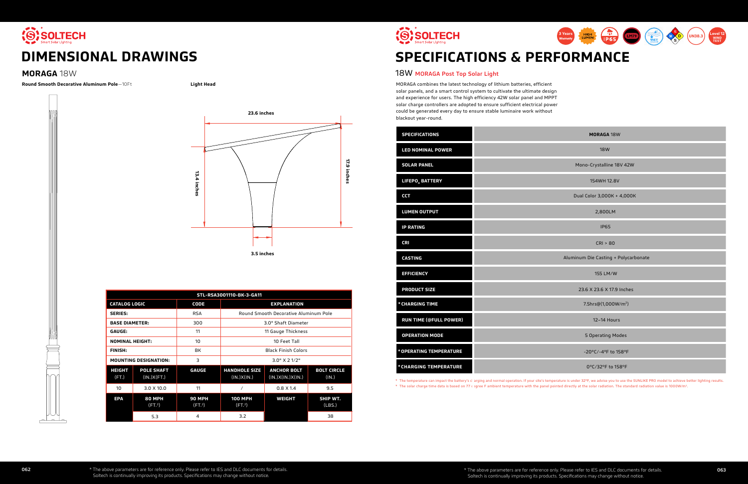# DIMENSIONAL DRAWINGS

## MORAGA 18W

**Round Smooth Decorative Aluminum Pole**—10Ft

**Light Head**

23.6 inches

13.4 inches

17.9 inches

3.5 inches

| STL-RSA3001110-BK-3-GA11 | | | | | |
|---|---|---|---|---|---|
| **CATALOG LOGIC** | | **CODE** | **EXPLANATION** | | |
| **SERIES:** | | RSA | Round Smooth Decorative Aluminum Pole | | |
| **BASE DIAMETER:** | | 300 | 3.0" Shaft Diameter | | |
| **GAUGE:** | | 11 | 11 Gauge Thickness | | |
| **NOMINAL HEIGHT:** | | 10 | 10 Feet Tall | | |
| **FINISH:** | | BK | Black Finish Colors | | |
| **MOUNTING DESIGNATION:** | | 3 | 3.0" X 2 1/2" | | |
| **HEIGHT** (FT.) | **POLE SHAFT** (IN.)X(FT.) | **GAUGE** | **HANDHOLE SIZE** (IN.)X(IN.) | **ANCHOR BOLT** (IN.)X(IN.)X(IN.) | **BOLT CIRCLE** (IN.) |
| 10 | 3.0 X 10.0 | 11 | / | 0.8 X 1.4 | 9.5 |
| **EPA** | **80 MPH** ($FT.^2$) | **90 MPH** ($FT.^2$) | **100 MPH** ($FT.^2$) | **WEIGHT** | **SHIP WT.** (LBS.) |
| | 5.3 | 4 | 3.2 | | 38 |

\* The above parameters are for reference only. Please refer to IES and DLC documents for details. Soltech is continually improving its products. Specifications may change without notice.

# SPECIFICATIONS & PERFORMANCE

## 18W MORAGA Post Top Solar Light

MORAGA combines the latest technology of lithium batteries, efficient solar panels, and a smart control system to cultivate the ultimate design and experience for users. The high efficiency 42W solar panel and MPPT solar charge controllers are adopted to ensure sufficient electrical power could be generated every day to ensure stable luminaire work without blackout year-round.

| SPECIFICATIONS | MORAGA 18W |
|---|---|
| LED NOMINAL POWER | 18W |
| SOLAR PANEL | Mono-Crystalline 18V 42W |
| $LIFEPO_4$ BATTERY | 154WH 12.8V |
| CCT | Dual Color 3,000K + 4,000K |
| LUMEN OUTPUT | 2,800LM |
| IP RATING | IP65 |
| CRI | CRI > 80 |
| CASTING | Aluminum Die Casting + Polycarbonate |
| EFFICIENCY | 155 LM/W |
| PRODUCT SIZE | 23.6 X 23.6 X 17.9 Inches |
| *CHARGING TIME | 7.5hrs@(1,000W/$m^2$) |
| RUN TIME (@FULL POWER) | 12-14 Hours |
| OPERATION MODE | 5 Operating Modes |
| *OPERATING TEMPERATURE | -20°C/-4°F to 158°F |
| *CHARGING TEMPERATURE | 0°C/32°F to 158°F |

\* The temperature can impact the battery's charging and normal operation. If your site's temperature is under 32°F, we advise you to use the SUNLIKE PRO model to achieve better lighting results.

\* The solar charge time data is based on 77 degree F ambient temperature with the panel pointed directly at the solar radiation. The standard radiation value is 1000W/$m^2$.

\* The above parameters are for reference only. Please refer to IES and DLC documents for details. Soltech is continually improving its products. Specifications may change without notice.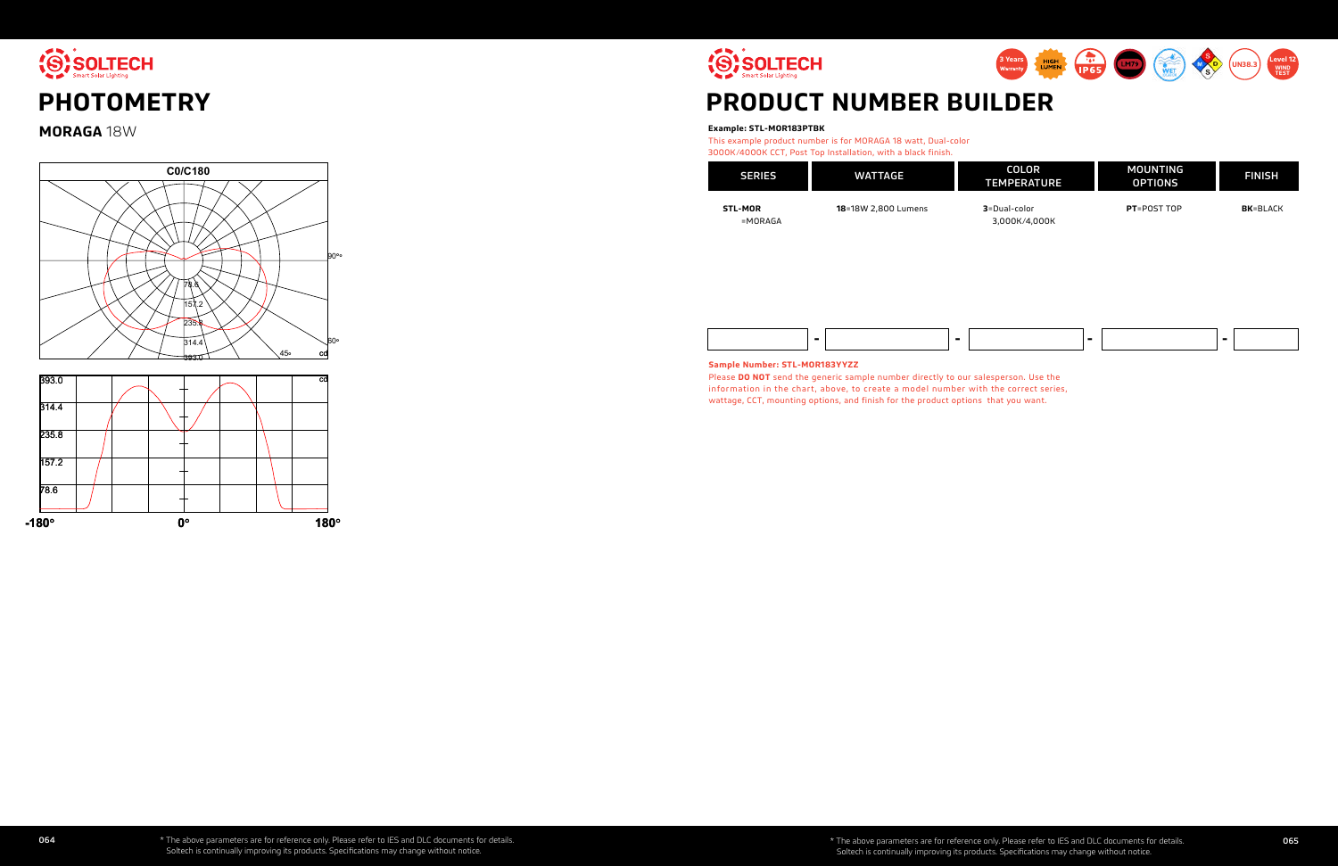# PHOTOMETRY

**MORAGA** 18W

# PRODUCT NUMBER BUILDER

**Example: STL-MOR183PTBK**

This example product number is for MORAGA 18 watt, Dual-color 3000K/4000K CCT, Post Top Installation, with a black finish.

| SERIES | WATTAGE | COLOR TEMPERATURE | MOUNTING OPTIONS | FINISH |
|---|---|---|---|---|
| **STL-MOR** =MORAGA | **18**=18W 2,800 Lumens | **3**=Dual-color 3,000K/4,000K | **PT**=POST TOP | **BK**=BLACK |

**Sample Number: STL-MOR183YYZZ**

Please **DO NOT** send the generic sample number directly to our salesperson. Use the information in the chart, above, to create a model number with the correct series, wattage, CCT, mounting options, and finish for the product options that you want.

\* The above parameters are for reference only. Please refer to IES and DLC documents for details. Soltech is continually improving its products. Specifications may change without notice.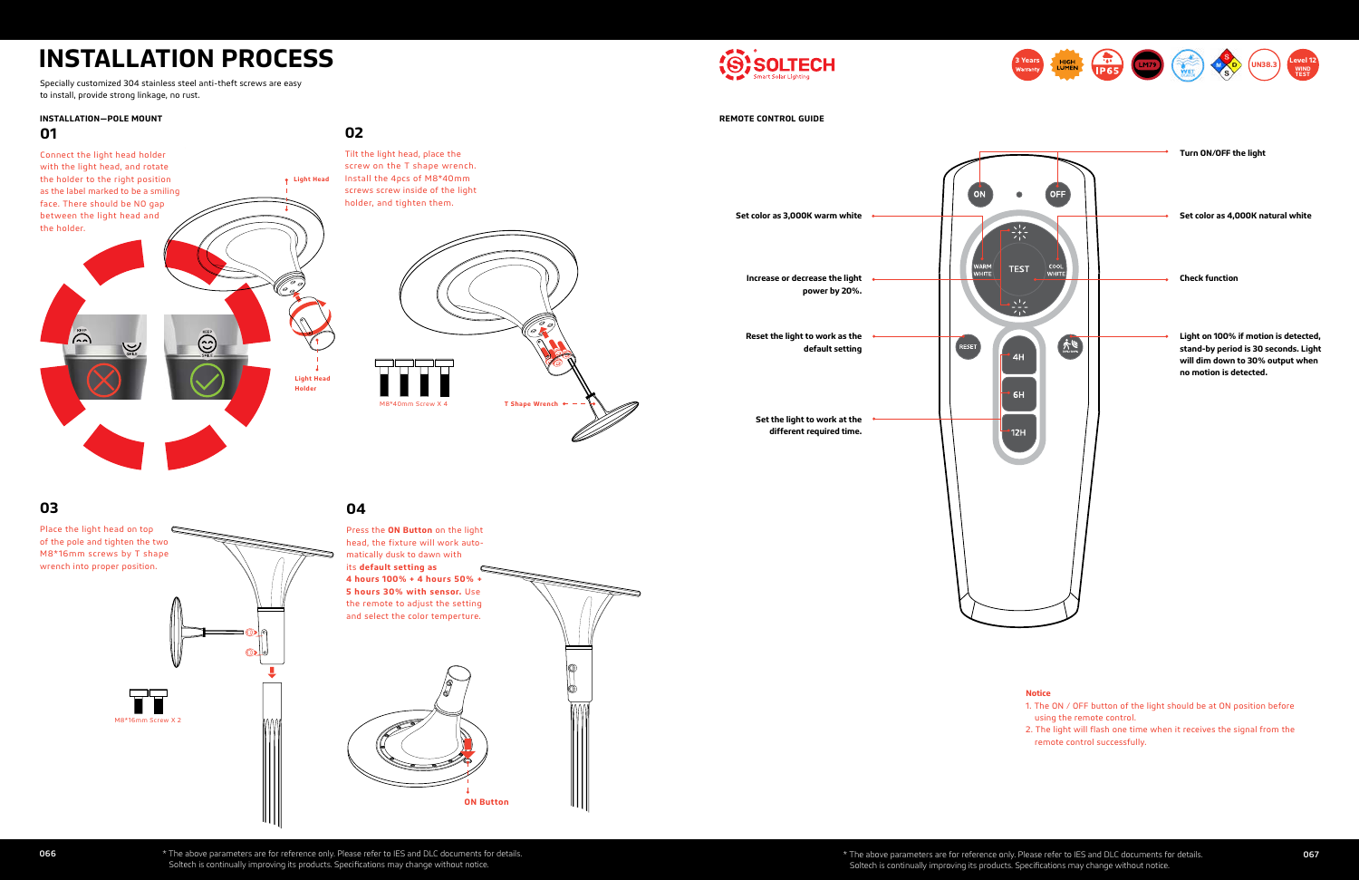# INSTALLATION PROCESS

Specially customized 304 stainless steel anti-theft screws are easy to install, provide strong linkage, no rust.

**INSTALLATION—POLE MOUNT**

## 01

Connect the light head holder with the light head, and rotate the holder to the right position as the label marked to be a smiling face. There should be NO gap between the light head and the holder.

Light Head

Light Head Holder

## 02

Tilt the light head, place the screw on the T shape wrench. Install the 4pcs of M8*40mm screws screw inside of the light holder, and tighten them.

M8*40mm Screw X 4

T Shape Wrench

## 03

Place the light head on top of the pole and tighten the two M8*16mm screws by T shape wrench into proper position.

M8*16mm Screw X 2

## 04

Press the **ON Button** on the light head, the fixture will work automatically dusk to dawn with its **default setting as 4 hours 100% + 4 hours 50% + 5 hours 30% with sensor.** Use the remote to adjust the setting and select the color temperture.

ON Button

SOLTECH Smart Solar Lighting

3 Years Warranty | HIGH LUMEN | IP65 | LM79 | WEEE | UN38.3 | Level 12 WIND TEST

**REMOTE CONTROL GUIDE**

- **Turn ON/OFF the light**
- **Set color as 3,000K warm white**
- **Set color as 4,000K natural white**
- **Increase or decrease the light power by 20%.**
- **Check function**
- **Reset the light to work as the default setting**
- **Light on 100% if motion is detected, stand-by period is 30 seconds. Light will dim down to 30% output when no motion is detected.**
- **Set the light to work at the different required time.**

ON | OFF | WARM WHITE | TEST | COOL WHITE | RESET | 4H | 6H | 12H

**Notice**

1. The ON / OFF button of the light should be at ON position before using the remote control.
2. The light will flash one time when it receives the signal from the remote control successfully.

* The above parameters are for reference only. Please refer to IES and DLC documents for details. Soltech is continually improving its products. Specifications may change without notice.

* The above parameters are for reference only. Please refer to IES and DLC documents for details. Soltech is continually improving its products. Specifications may change without notice.